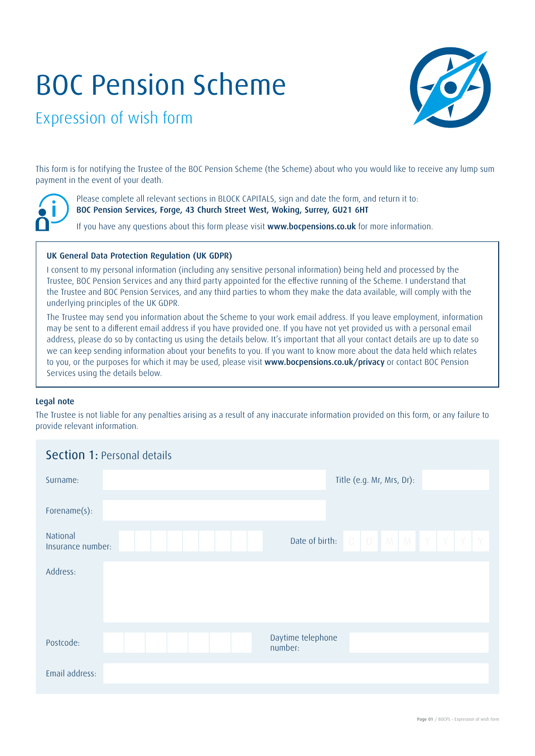# BOC Pension Scheme

## Expression of wish form

This form is for notifying the Trustee of the BOC Pension Scheme (the Scheme) about who you would like to receive any lump sum payment in the event of your death.

Please complete all relevant sections in BLOCK CAPITALS, sign and date the form, and return it to:
**BOC Pension Services, Forge, 43 Church Street West, Woking, Surrey, GU21 6HT**

If you have any questions about this form please visit **www.bocpensions.co.uk** for more information.

### UK General Data Protection Regulation (UK GDPR)

I consent to my personal information (including any sensitive personal information) being held and processed by the Trustee, BOC Pension Services and any third party appointed for the effective running of the Scheme. I understand that the Trustee and BOC Pension Services, and any third parties to whom they make the data available, will comply with the underlying principles of the UK GDPR.

The Trustee may send you information about the Scheme to your work email address. If you leave employment, information may be sent to a different email address if you have provided one. If you have not yet provided us with a personal email address, please do so by contacting us using the details below. It's important that all your contact details are up to date so we can keep sending information about your benefits to you. If you want to know more about the data held which relates to you, or the purposes for which it may be used, please visit **www.bocpensions.co.uk/privacy** or contact BOC Pension Services using the details below.

### Legal note

The Trustee is not liable for any penalties arising as a result of any inaccurate information provided on this form, or any failure to provide relevant information.

## Section 1: Personal details

| | | | |
|---|---|---|---|
| Surname: | | Title (e.g. Mr, Mrs, Dr): | |
| Forename(s): | | | |
| National Insurance number: | | Date of birth: | D D M M Y Y Y Y |
| Address: | | | |
| Postcode: | | Daytime telephone number: | |
| Email address: | | | |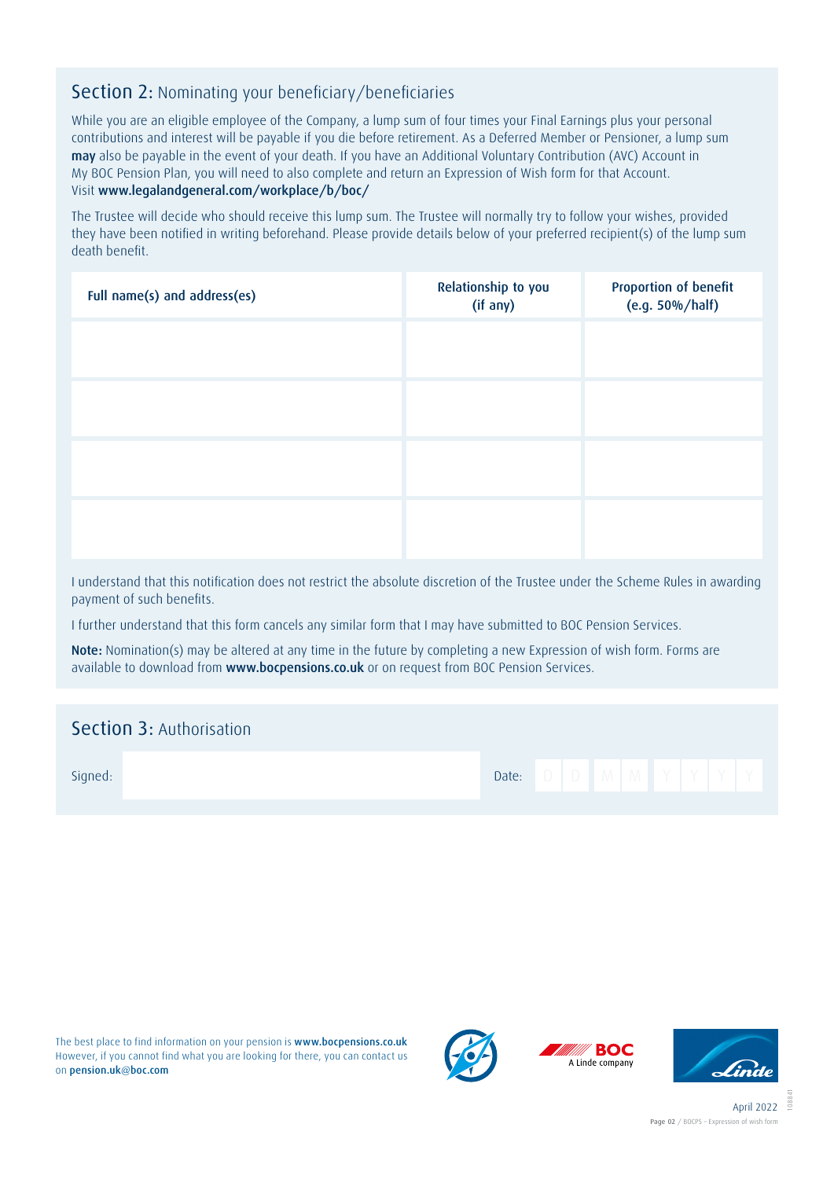## Section 2: Nominating your beneficiary/beneficiaries

While you are an eligible employee of the Company, a lump sum of four times your Final Earnings plus your personal contributions and interest will be payable if you die before retirement. As a Deferred Member or Pensioner, a lump sum **may** also be payable in the event of your death. If you have an Additional Voluntary Contribution (AVC) Account in My BOC Pension Plan, you will need to also complete and return an Expression of Wish form for that Account. Visit **www.legalandgeneral.com/workplace/b/boc/**

The Trustee will decide who should receive this lump sum. The Trustee will normally try to follow your wishes, provided they have been notified in writing beforehand. Please provide details below of your preferred recipient(s) of the lump sum death benefit.

| Full name(s) and address(es) | Relationship to you (if any) | Proportion of benefit (e.g. 50%/half) |
|---|---|---|
| | | |
| | | |
| | | |
| | | |

I understand that this notification does not restrict the absolute discretion of the Trustee under the Scheme Rules in awarding payment of such benefits.

I further understand that this form cancels any similar form that I may have submitted to BOC Pension Services.

**Note:** Nomination(s) may be altered at any time in the future by completing a new Expression of wish form. Forms are available to download from **www.bocpensions.co.uk** or on request from BOC Pension Services.

## Section 3: Authorisation

Signed: ____________________ Date: D D M M Y Y Y Y

The best place to find information on your pension is **www.bocpensions.co.uk** However, if you cannot find what you are looking for there, you can contact us on **pension.uk@boc.com**

BOC A Linde company

April 2022